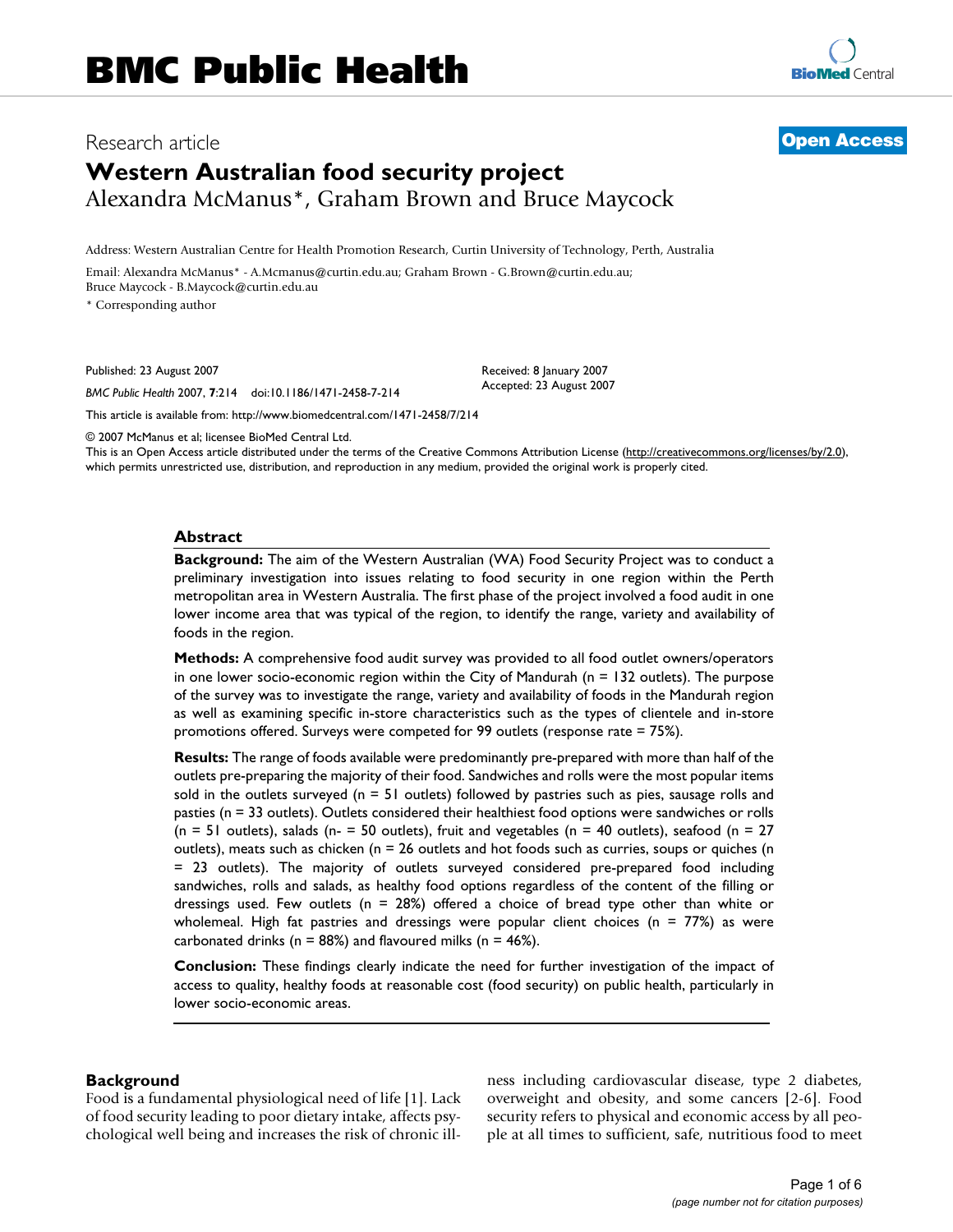# BMC Public Health

Research article

**Open Access**

# Western Australian food security project

Alexandra McManus*, Graham Brown and Bruce Maycock

Address: Western Australian Centre for Health Promotion Research, Curtin University of Technology, Perth, Australia

Email: Alexandra McManus* - A.Mcmanus@curtin.edu.au; Graham Brown - G.Brown@curtin.edu.au; Bruce Maycock - B.Maycock@curtin.edu.au

* Corresponding author

Published: 23 August 2007

*BMC Public Health* 2007, **7**:214 doi:10.1186/1471-2458-7-214

Received: 8 January 2007
Accepted: 23 August 2007

This article is available from: http://www.biomedcentral.com/1471-2458/7/214

© 2007 McManus et al; licensee BioMed Central Ltd.
This is an Open Access article distributed under the terms of the Creative Commons Attribution License (http://creativecommons.org/licenses/by/2.0), which permits unrestricted use, distribution, and reproduction in any medium, provided the original work is properly cited.

## Abstract

**Background:** The aim of the Western Australian (WA) Food Security Project was to conduct a preliminary investigation into issues relating to food security in one region within the Perth metropolitan area in Western Australia. The first phase of the project involved a food audit in one lower income area that was typical of the region, to identify the range, variety and availability of foods in the region.

**Methods:** A comprehensive food audit survey was provided to all food outlet owners/operators in one lower socio-economic region within the City of Mandurah (n = 132 outlets). The purpose of the survey was to investigate the range, variety and availability of foods in the Mandurah region as well as examining specific in-store characteristics such as the types of clientele and in-store promotions offered. Surveys were competed for 99 outlets (response rate = 75%).

**Results:** The range of foods available were predominantly pre-prepared with more than half of the outlets pre-preparing the majority of their food. Sandwiches and rolls were the most popular items sold in the outlets surveyed (n = 51 outlets) followed by pastries such as pies, sausage rolls and pasties (n = 33 outlets). Outlets considered their healthiest food options were sandwiches or rolls (n = 51 outlets), salads (n- = 50 outlets), fruit and vegetables (n = 40 outlets), seafood (n = 27 outlets), meats such as chicken (n = 26 outlets and hot foods such as curries, soups or quiches (n = 23 outlets). The majority of outlets surveyed considered pre-prepared food including sandwiches, rolls and salads, as healthy food options regardless of the content of the filling or dressings used. Few outlets (n = 28%) offered a choice of bread type other than white or wholemeal. High fat pastries and dressings were popular client choices (n = 77%) as were carbonated drinks (n = 88%) and flavoured milks (n = 46%).

**Conclusion:** These findings clearly indicate the need for further investigation of the impact of access to quality, healthy foods at reasonable cost (food security) on public health, particularly in lower socio-economic areas.

## Background

Food is a fundamental physiological need of life [1]. Lack of food security leading to poor dietary intake, affects psychological well being and increases the risk of chronic illness including cardiovascular disease, type 2 diabetes, overweight and obesity, and some cancers [2-6]. Food security refers to physical and economic access by all people at all times to sufficient, safe, nutritious food to meet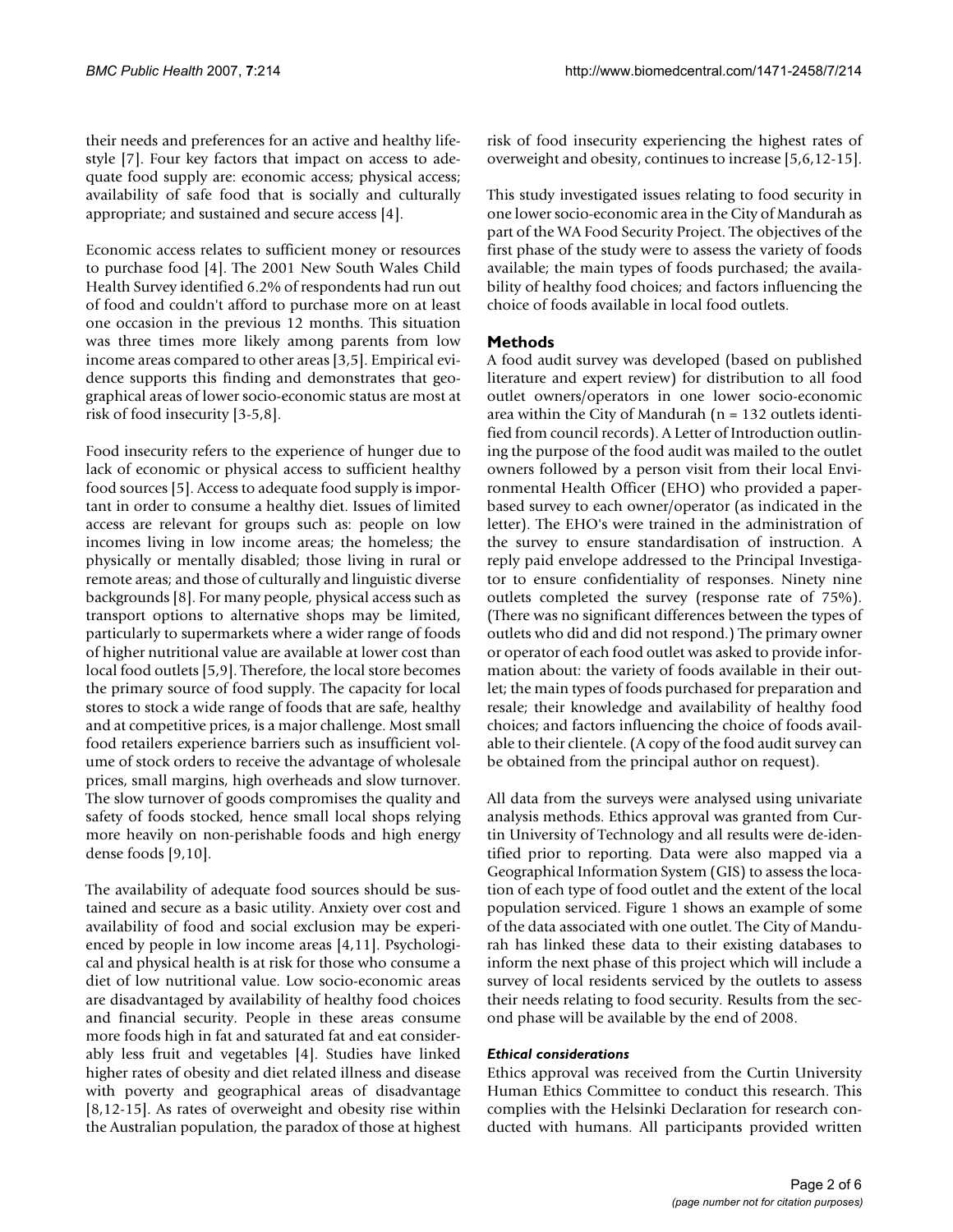their needs and preferences for an active and healthy lifestyle [7]. Four key factors that impact on access to adequate food supply are: economic access; physical access; availability of safe food that is socially and culturally appropriate; and sustained and secure access [4].

Economic access relates to sufficient money or resources to purchase food [4]. The 2001 New South Wales Child Health Survey identified 6.2% of respondents had run out of food and couldn't afford to purchase more on at least one occasion in the previous 12 months. This situation was three times more likely among parents from low income areas compared to other areas [3,5]. Empirical evidence supports this finding and demonstrates that geographical areas of lower socio-economic status are most at risk of food insecurity [3-5,8].

Food insecurity refers to the experience of hunger due to lack of economic or physical access to sufficient healthy food sources [5]. Access to adequate food supply is important in order to consume a healthy diet. Issues of limited access are relevant for groups such as: people on low incomes living in low income areas; the homeless; the physically or mentally disabled; those living in rural or remote areas; and those of culturally and linguistic diverse backgrounds [8]. For many people, physical access such as transport options to alternative shops may be limited, particularly to supermarkets where a wider range of foods of higher nutritional value are available at lower cost than local food outlets [5,9]. Therefore, the local store becomes the primary source of food supply. The capacity for local stores to stock a wide range of foods that are safe, healthy and at competitive prices, is a major challenge. Most small food retailers experience barriers such as insufficient volume of stock orders to receive the advantage of wholesale prices, small margins, high overheads and slow turnover. The slow turnover of goods compromises the quality and safety of foods stocked, hence small local shops relying more heavily on non-perishable foods and high energy dense foods [9,10].

The availability of adequate food sources should be sustained and secure as a basic utility. Anxiety over cost and availability of food and social exclusion may be experienced by people in low income areas [4,11]. Psychological and physical health is at risk for those who consume a diet of low nutritional value. Low socio-economic areas are disadvantaged by availability of healthy food choices and financial security. People in these areas consume more foods high in fat and saturated fat and eat considerably less fruit and vegetables [4]. Studies have linked higher rates of obesity and diet related illness and disease with poverty and geographical areas of disadvantage [8,12-15]. As rates of overweight and obesity rise within the Australian population, the paradox of those at highest risk of food insecurity experiencing the highest rates of overweight and obesity, continues to increase [5,6,12-15].

This study investigated issues relating to food security in one lower socio-economic area in the City of Mandurah as part of the WA Food Security Project. The objectives of the first phase of the study were to assess the variety of foods available; the main types of foods purchased; the availability of healthy food choices; and factors influencing the choice of foods available in local food outlets.

## Methods

A food audit survey was developed (based on published literature and expert review) for distribution to all food outlet owners/operators in one lower socio-economic area within the City of Mandurah (n = 132 outlets identified from council records). A Letter of Introduction outlining the purpose of the food audit was mailed to the outlet owners followed by a person visit from their local Environmental Health Officer (EHO) who provided a paper-based survey to each owner/operator (as indicated in the letter). The EHO's were trained in the administration of the survey to ensure standardisation of instruction. A reply paid envelope addressed to the Principal Investigator to ensure confidentiality of responses. Ninety nine outlets completed the survey (response rate of 75%). (There was no significant differences between the types of outlets who did and did not respond.) The primary owner or operator of each food outlet was asked to provide information about: the variety of foods available in their outlet; the main types of foods purchased for preparation and resale; their knowledge and availability of healthy food choices; and factors influencing the choice of foods available to their clientele. (A copy of the food audit survey can be obtained from the principal author on request).

All data from the surveys were analysed using univariate analysis methods. Ethics approval was granted from Curtin University of Technology and all results were de-identified prior to reporting. Data were also mapped via a Geographical Information System (GIS) to assess the location of each type of food outlet and the extent of the local population serviced. Figure 1 shows an example of some of the data associated with one outlet. The City of Mandurah has linked these data to their existing databases to inform the next phase of this project which will include a survey of local residents serviced by the outlets to assess their needs relating to food security. Results from the second phase will be available by the end of 2008.

### *Ethical considerations*

Ethics approval was received from the Curtin University Human Ethics Committee to conduct this research. This complies with the Helsinki Declaration for research conducted with humans. All participants provided written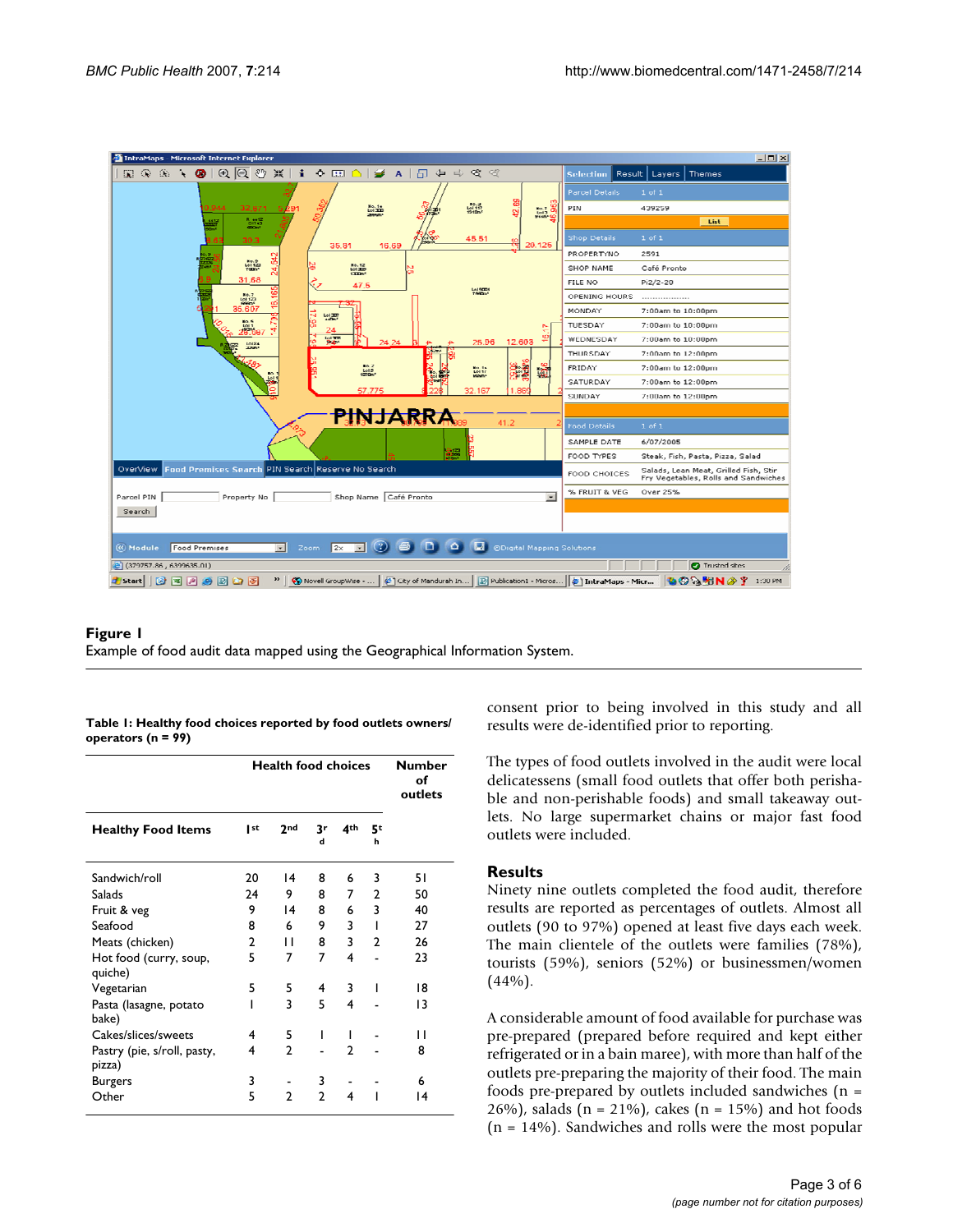**Figure 1**
Example of food audit data mapped using the Geographical Information System.

**Table 1: Healthy food choices reported by food outlets owners/ operators (n = 99)**

| Healthy Food Items | Health food choices | | | | | Number of outlets |
|---|---|---|---|---|---|---|
| | 1st | 2nd | 3rd | 4th | 5th | |
| Sandwich/roll | 20 | 14 | 8 | 6 | 3 | 51 |
| Salads | 24 | 9 | 8 | 7 | 2 | 50 |
| Fruit & veg | 9 | 14 | 8 | 6 | 3 | 40 |
| Seafood | 8 | 6 | 9 | 3 | 1 | 27 |
| Meats (chicken) | 2 | 11 | 8 | 3 | 2 | 26 |
| Hot food (curry, soup, quiche) | 5 | 7 | 7 | 4 | - | 23 |
| Vegetarian | 5 | 5 | 4 | 3 | 1 | 18 |
| Pasta (lasagne, potato bake) | 1 | 3 | 5 | 4 | - | 13 |
| Cakes/slices/sweets | 4 | 5 | 1 | 1 | - | 11 |
| Pastry (pie, s/roll, pasty, pizza) | 4 | 2 | - | 2 | - | 8 |
| Burgers | 3 | - | 3 | - | - | 6 |
| Other | 5 | 2 | 2 | 4 | 1 | 14 |

consent prior to being involved in this study and all results were de-identified prior to reporting.

The types of food outlets involved in the audit were local delicatessens (small food outlets that offer both perishable and non-perishable foods) and small takeaway outlets. No large supermarket chains or major fast food outlets were included.

## Results

Ninety nine outlets completed the food audit, therefore results are reported as percentages of outlets. Almost all outlets (90 to 97%) opened at least five days each week. The main clientele of the outlets were families (78%), tourists (59%), seniors (52%) or businessmen/women (44%).

A considerable amount of food available for purchase was pre-prepared (prepared before required and kept either refrigerated or in a bain maree), with more than half of the outlets pre-preparing the majority of their food. The main foods pre-prepared by outlets included sandwiches (n = 26%), salads (n = 21%), cakes (n = 15%) and hot foods (n = 14%). Sandwiches and rolls were the most popular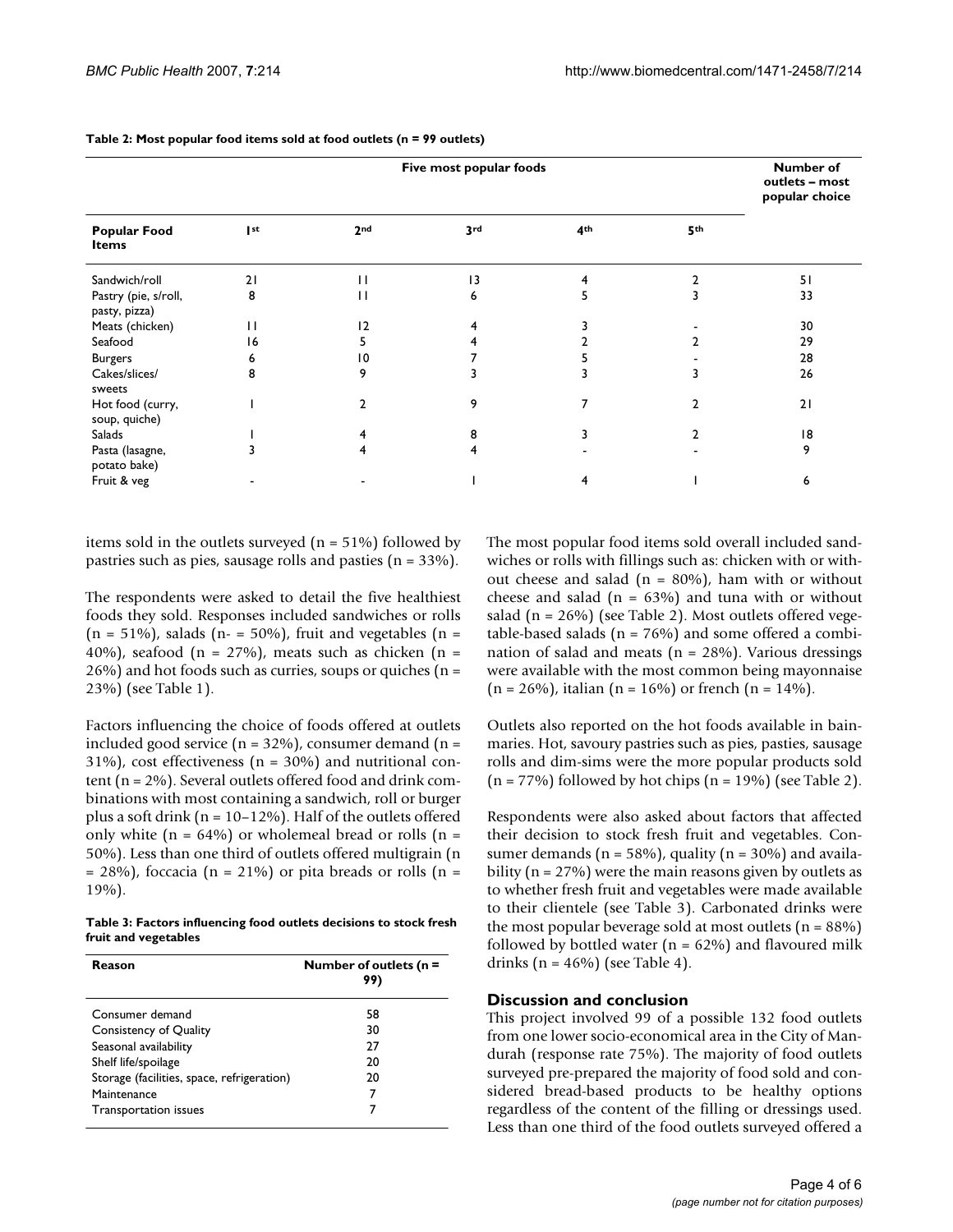**Table 2: Most popular food items sold at food outlets (n = 99 outlets)**

| | Five most popular foods | | | | | Number of outlets – most popular choice |
|---|---|---|---|---|---|---|
| **Popular Food Items** | 1st | 2nd | 3rd | 4th | 5th | |
| Sandwich/roll | 21 | 11 | 13 | 4 | 2 | 51 |
| Pastry (pie, s/roll, pasty, pizza) | 8 | 11 | 6 | 5 | 3 | 33 |
| Meats (chicken) | 11 | 12 | 4 | 3 | - | 30 |
| Seafood | 16 | 5 | 4 | 2 | 2 | 29 |
| Burgers | 6 | 10 | 7 | 5 | - | 28 |
| Cakes/slices/ sweets | 8 | 9 | 3 | 3 | 3 | 26 |
| Hot food (curry, soup, quiche) | 1 | 2 | 9 | 7 | 2 | 21 |
| Salads | 1 | 4 | 8 | 3 | 2 | 18 |
| Pasta (lasagne, potato bake) | 3 | 4 | 4 | - | - | 9 |
| Fruit & veg | - | - | 1 | 4 | 1 | 6 |

items sold in the outlets surveyed (n = 51%) followed by pastries such as pies, sausage rolls and pasties (n = 33%).

The respondents were asked to detail the five healthiest foods they sold. Responses included sandwiches or rolls (n = 51%), salads (n- = 50%), fruit and vegetables (n = 40%), seafood (n = 27%), meats such as chicken (n = 26%) and hot foods such as curries, soups or quiches (n = 23%) (see Table 1).

Factors influencing the choice of foods offered at outlets included good service (n = 32%), consumer demand (n = 31%), cost effectiveness (n = 30%) and nutritional content (n = 2%). Several outlets offered food and drink combinations with most containing a sandwich, roll or burger plus a soft drink (n = 10–12%). Half of the outlets offered only white (n = 64%) or wholemeal bread or rolls (n = 50%). Less than one third of outlets offered multigrain (n = 28%), foccacia (n = 21%) or pita breads or rolls (n = 19%).

**Table 3: Factors influencing food outlets decisions to stock fresh fruit and vegetables**

| Reason | Number of outlets (n = 99) |
|---|---|
| Consumer demand | 58 |
| Consistency of Quality | 30 |
| Seasonal availability | 27 |
| Shelf life/spoilage | 20 |
| Storage (facilities, space, refrigeration) | 20 |
| Maintenance | 7 |
| Transportation issues | 7 |

The most popular food items sold overall included sandwiches or rolls with fillings such as: chicken with or without cheese and salad (n = 80%), ham with or without cheese and salad (n = 63%) and tuna with or without salad (n = 26%) (see Table 2). Most outlets offered vegetable-based salads (n = 76%) and some offered a combination of salad and meats (n = 28%). Various dressings were available with the most common being mayonnaise (n = 26%), italian (n = 16%) or french (n = 14%).

Outlets also reported on the hot foods available in bain-maries. Hot, savoury pastries such as pies, pasties, sausage rolls and dim-sims were the more popular products sold (n = 77%) followed by hot chips (n = 19%) (see Table 2).

Respondents were also asked about factors that affected their decision to stock fresh fruit and vegetables. Consumer demands (n = 58%), quality (n = 30%) and availability (n = 27%) were the main reasons given by outlets as to whether fresh fruit and vegetables were made available to their clientele (see Table 3). Carbonated drinks were the most popular beverage sold at most outlets (n = 88%) followed by bottled water (n = 62%) and flavoured milk drinks (n = 46%) (see Table 4).

## Discussion and conclusion

This project involved 99 of a possible 132 food outlets from one lower socio-economical area in the City of Mandurah (response rate 75%). The majority of food outlets surveyed pre-prepared the majority of food sold and considered bread-based products to be healthy options regardless of the content of the filling or dressings used. Less than one third of the food outlets surveyed offered a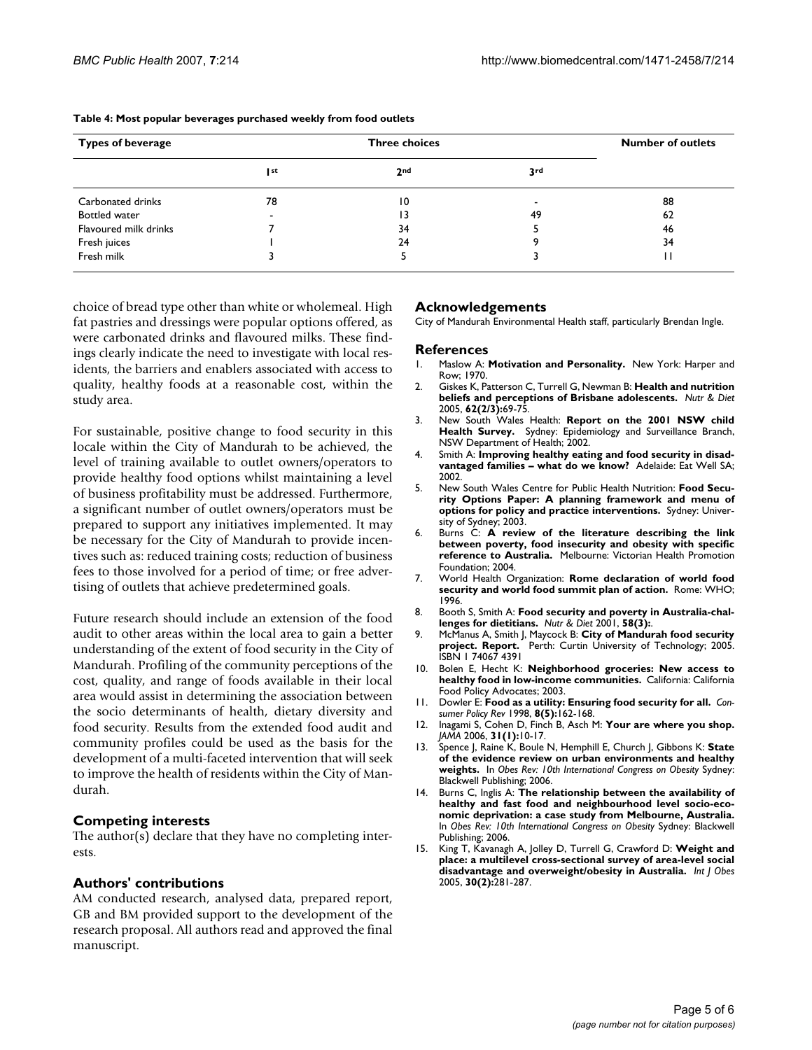**Table 4: Most popular beverages purchased weekly from food outlets**

| Types of beverage | Three choices | | | Number of outlets |
|---|---|---|---|---|
| | 1st | 2nd | 3rd | |
| Carbonated drinks | 78 | 10 | - | 88 |
| Bottled water | - | 13 | 49 | 62 |
| Flavoured milk drinks | 7 | 34 | 5 | 46 |
| Fresh juices | 1 | 24 | 9 | 34 |
| Fresh milk | 3 | 5 | 3 | 11 |

choice of bread type other than white or wholemeal. High fat pastries and dressings were popular options offered, as were carbonated drinks and flavoured milks. These findings clearly indicate the need to investigate with local residents, the barriers and enablers associated with access to quality, healthy foods at a reasonable cost, within the study area.

For sustainable, positive change to food security in this locale within the City of Mandurah to be achieved, the level of training available to outlet owners/operators to provide healthy food options whilst maintaining a level of business profitability must be addressed. Furthermore, a significant number of outlet owners/operators must be prepared to support any initiatives implemented. It may be necessary for the City of Mandurah to provide incentives such as: reduced training costs; reduction of business fees to those involved for a period of time; or free advertising of outlets that achieve predetermined goals.

Future research should include an extension of the food audit to other areas within the local area to gain a better understanding of the extent of food security in the City of Mandurah. Profiling of the community perceptions of the cost, quality, and range of foods available in their local area would assist in determining the association between the socio determinants of health, dietary diversity and food security. Results from the extended food audit and community profiles could be used as the basis for the development of a multi-faceted intervention that will seek to improve the health of residents within the City of Mandurah.

## Competing interests

The author(s) declare that they have no completing interests.

## Authors' contributions

AM conducted research, analysed data, prepared report, GB and BM provided support to the development of the research proposal. All authors read and approved the final manuscript.

## Acknowledgements

City of Mandurah Environmental Health staff, particularly Brendan Ingle.

## References

1. Maslow A: **Motivation and Personality.** New York: Harper and Row; 1970.
2. Giskes K, Patterson C, Turrell G, Newman B: **Health and nutrition beliefs and perceptions of Brisbane adolescents.** *Nutr & Diet* 2005, **62(2/3):**69-75.
3. New South Wales Health: **Report on the 2001 NSW child Health Survey.** Sydney: Epidemiology and Surveillance Branch, NSW Department of Health; 2002.
4. Smith A: **Improving healthy eating and food security in disadvantaged families – what do we know?** Adelaide: Eat Well SA; 2002.
5. New South Wales Centre for Public Health Nutrition: **Food Security Options Paper: A planning framework and menu of options for policy and practice interventions.** Sydney: University of Sydney; 2003.
6. Burns C: **A review of the literature describing the link between poverty, food insecurity and obesity with specific reference to Australia.** Melbourne: Victorian Health Promotion Foundation; 2004.
7. World Health Organization: **Rome declaration of world food security and world food summit plan of action.** Rome: WHO; 1996.
8. Booth S, Smith A: **Food security and poverty in Australia-challenges for dietitians.** *Nutr & Diet* 2001, **58(3):**.
9. McManus A, Smith J, Maycock B: **City of Mandurah food security project. Report.** Perth: Curtin University of Technology; 2005. ISBN 1 74067 4391
10. Bolen E, Hecht K: **Neighborhood groceries: New access to healthy food in low-income communities.** California: California Food Policy Advocates; 2003.
11. Dowler E: **Food as a utility: Ensuring food security for all.** *Consumer Policy Rev* 1998, **8(5):**162-168.
12. Inagami S, Cohen D, Finch B, Asch M: **Your are where you shop.** *JAMA* 2006, **31(1):**10-17.
13. Spence J, Raine K, Boule N, Hemphill E, Church J, Gibbons K: **State of the evidence review on urban environments and healthy weights.** In *Obes Rev: 10th International Congress on Obesity* Sydney: Blackwell Publishing; 2006.
14. Burns C, Inglis A: **The relationship between the availability of healthy and fast food and neighbourhood level socio-economic deprivation: a case study from Melbourne, Australia.** In *Obes Rev: 10th International Congress on Obesity* Sydney: Blackwell Publishing; 2006.
15. King T, Kavanagh A, Jolley D, Turrell G, Crawford D: **Weight and place: a multilevel cross-sectional survey of area-level social disadvantage and overweight/obesity in Australia.** *Int J Obes* 2005, **30(2):**281-287.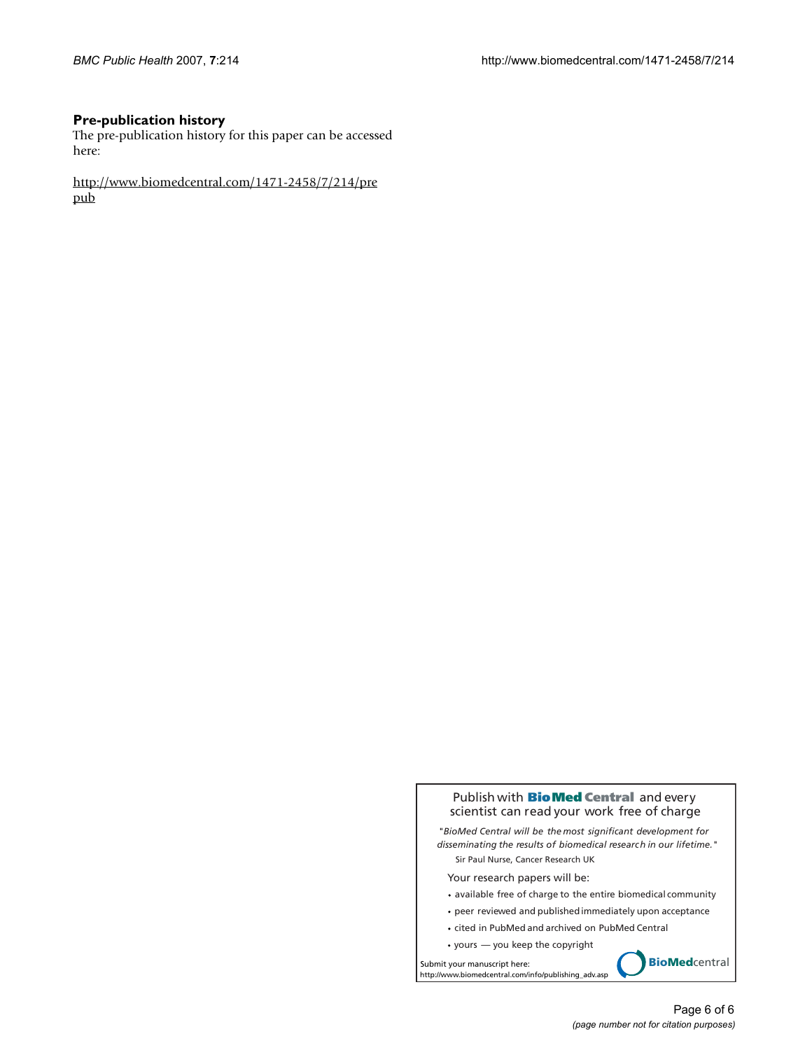### Pre-publication history

The pre-publication history for this paper can be accessed here:

http://www.biomedcentral.com/1471-2458/7/214/prepub

Publish with **BioMed Central** and every scientist can read your work free of charge

*"BioMed Central will be the most significant development for disseminating the results of biomedical research in our lifetime."*

Sir Paul Nurse, Cancer Research UK

Your research papers will be:

- available free of charge to the entire biomedical community
- peer reviewed and published immediately upon acceptance
- cited in PubMed and archived on PubMed Central
- yours — you keep the copyright

Submit your manuscript here:
http://www.biomedcentral.com/info/publishing_adv.asp

**BioMed**central